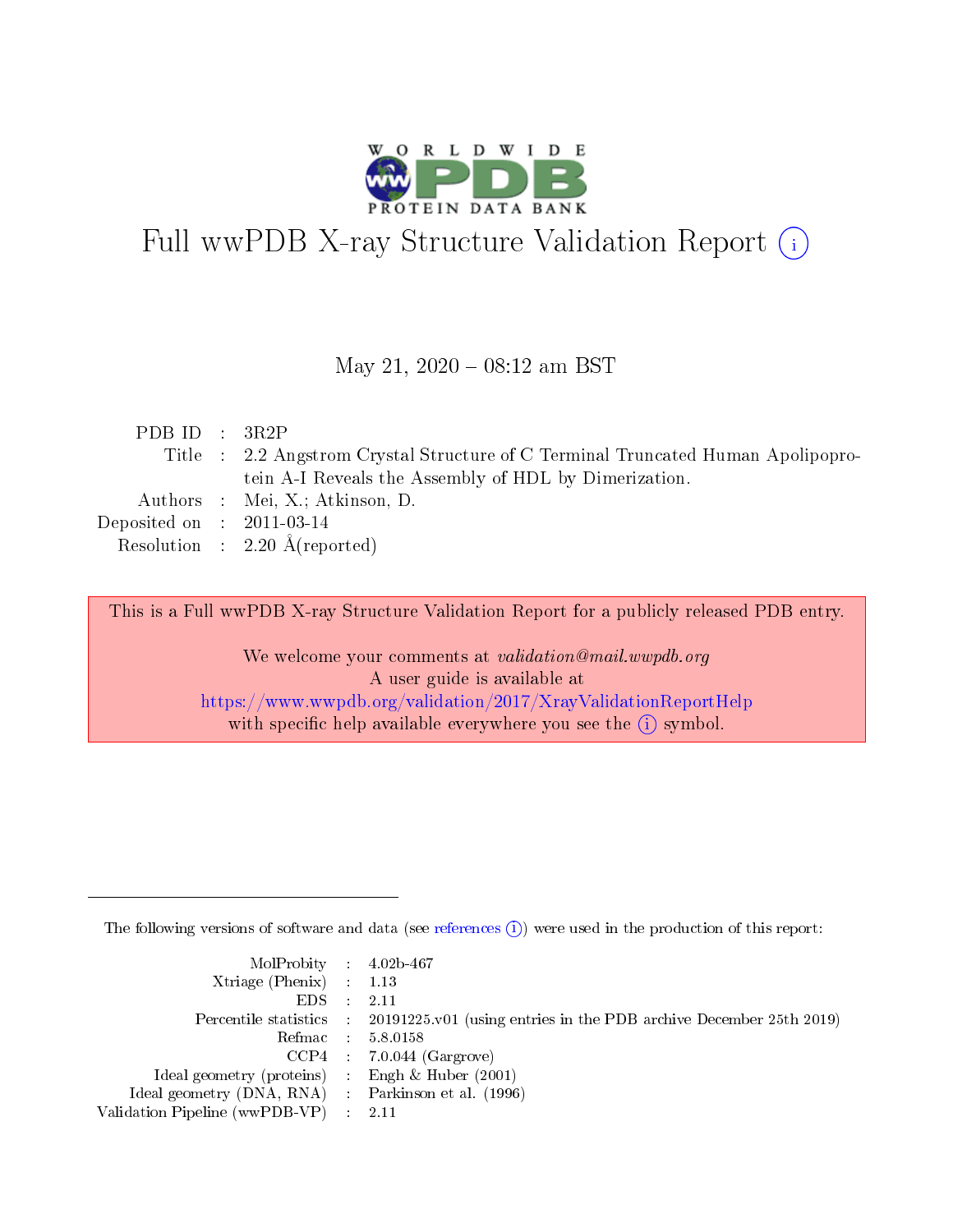# Full wwPDB X-ray Structure Validation Report (i)

May 21, 2020 – 08:12 am BST

| | | |
|---|---|---|
| PDB ID | : | 3R2P |
| Title | : | 2.2 Angstrom Crystal Structure of C Terminal Truncated Human Apolipoprotein A-I Reveals the Assembly of HDL by Dimerization. |
| Authors | : | Mei, X.; Atkinson, D. |
| Deposited on | : | 2011-03-14 |
| Resolution | : | 2.20 Å(reported) |

This is a Full wwPDB X-ray Structure Validation Report for a publicly released PDB entry.

We welcome your comments at *validation@mail.wwpdb.org*
A user guide is available at
https://www.wwpdb.org/validation/2017/XrayValidationReportHelp
with specific help available everywhere you see the (i) symbol.

---

The following versions of software and data (see references (i)) were used in the production of this report:

| | | |
|---|---|---|
| MolProbity | : | 4.02b-467 |
| Xtriage (Phenix) | : | 1.13 |
| EDS | : | 2.11 |
| Percentile statistics | : | 20191225.v01 (using entries in the PDB archive December 25th 2019) |
| Refmac | : | 5.8.0158 |
| CCP4 | : | 7.0.044 (Gargrove) |
| Ideal geometry (proteins) | : | Engh & Huber (2001) |
| Ideal geometry (DNA, RNA) | : | Parkinson et al. (1996) |
| Validation Pipeline (wwPDB-VP) | : | 2.11 |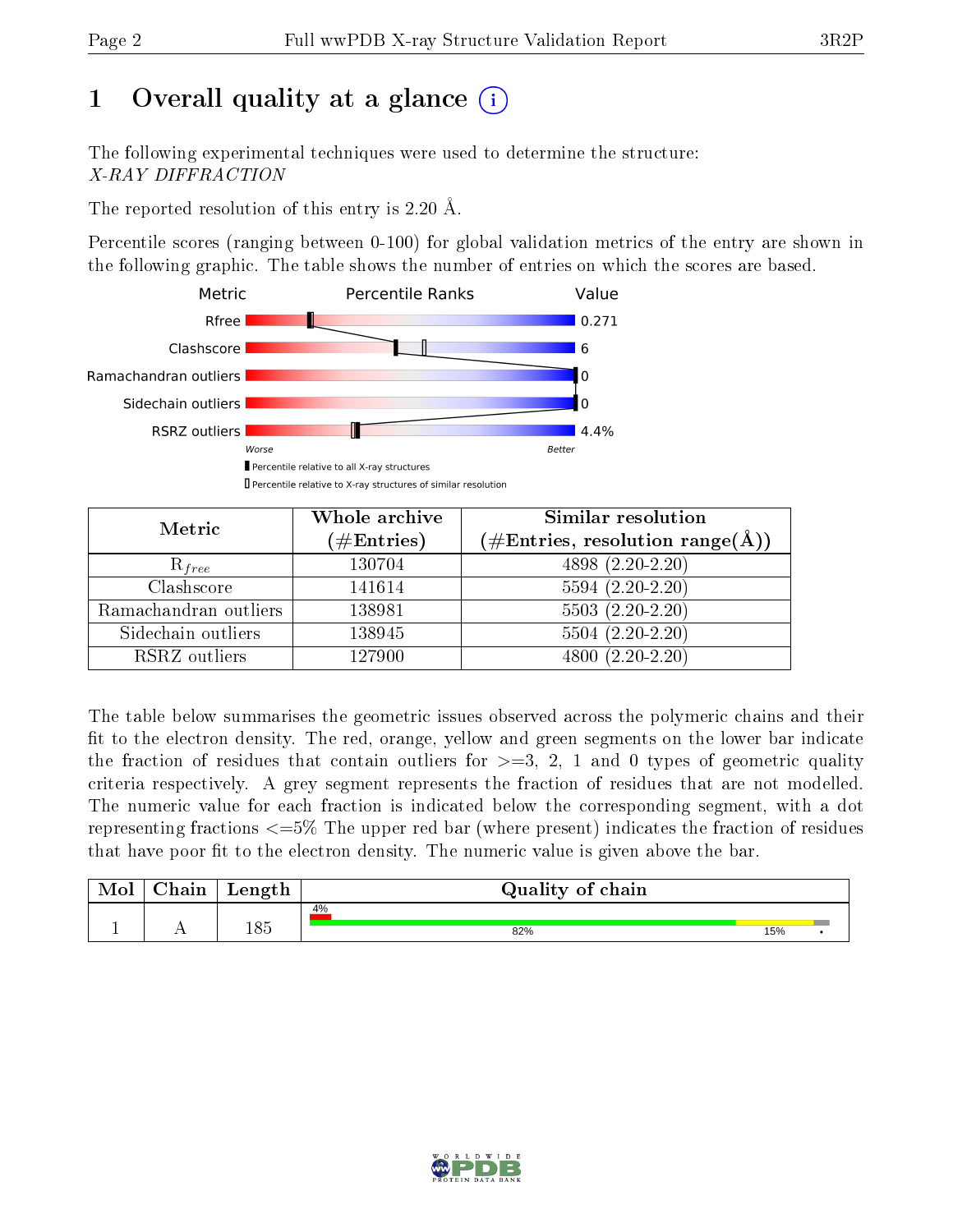# 1 Overall quality at a glance

The following experimental techniques were used to determine the structure: *X-RAY DIFFRACTION*

The reported resolution of this entry is 2.20 Å.

Percentile scores (ranging between 0-100) for global validation metrics of the entry are shown in the following graphic. The table shows the number of entries on which the scores are based.

| Metric | Value |
|---|---|
| Rfree | 0.271 |
| Clashscore | 6 |
| Ramachandran outliers | 0 |
| Sidechain outliers | 0 |
| RSRZ outliers | 4.4% |

Worse — Better

Percentile relative to all X-ray structures

Percentile relative to X-ray structures of similar resolution

| Metric | Whole archive (#Entries) | Similar resolution (#Entries, resolution range(Å)) |
|---|---|---|
| $R_{free}$ | 130704 | 4898 (2.20-2.20) |
| Clashscore | 141614 | 5594 (2.20-2.20) |
| Ramachandran outliers | 138981 | 5503 (2.20-2.20) |
| Sidechain outliers | 138945 | 5504 (2.20-2.20) |
| RSRZ outliers | 127900 | 4800 (2.20-2.20) |

The table below summarises the geometric issues observed across the polymeric chains and their fit to the electron density. The red, orange, yellow and green segments on the lower bar indicate the fraction of residues that contain outliers for >=3, 2, 1 and 0 types of geometric quality criteria respectively. A grey segment represents the fraction of residues that are not modelled. The numeric value for each fraction is indicated below the corresponding segment, with a dot representing fractions <=5% The upper red bar (where present) indicates the fraction of residues that have poor fit to the electron density. The numeric value is given above the bar.

| Mol | Chain | Length | Quality of chain |
|---|---|---|---|
| 1 | A | 185 | 4% / 82% / 15% / • |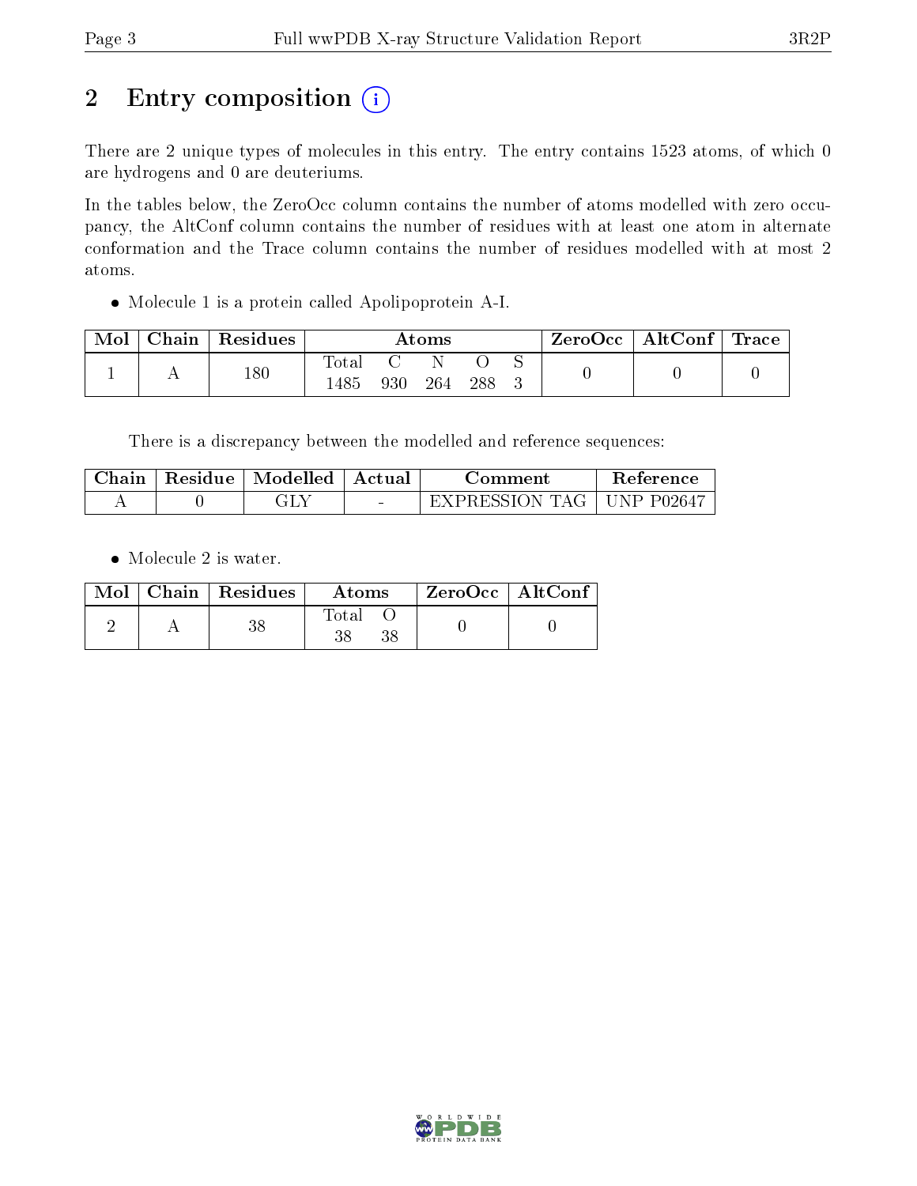## 2 Entry composition

There are 2 unique types of molecules in this entry. The entry contains 1523 atoms, of which 0 are hydrogens and 0 are deuteriums.

In the tables below, the ZeroOcc column contains the number of atoms modelled with zero occupancy, the AltConf column contains the number of residues with at least one atom in alternate conformation and the Trace column contains the number of residues modelled with at most 2 atoms.

- Molecule 1 is a protein called Apolipoprotein A-I.

| Mol | Chain | Residues | Atoms | | | | | ZeroOcc | AltConf | Trace |
|---|---|---|---|---|---|---|---|---|---|---|
| | | | Total | C | N | O | S | | | |
| 1 | A | 180 | 1485 | 930 | 264 | 288 | 3 | 0 | 0 | 0 |

There is a discrepancy between the modelled and reference sequences:

| Chain | Residue | Modelled | Actual | Comment | Reference |
|---|---|---|---|---|---|
| A | 0 | GLY | - | EXPRESSION TAG | UNP P02647 |

- Molecule 2 is water.

| Mol | Chain | Residues | Atoms | | ZeroOcc | AltConf |
|---|---|---|---|---|---|---|
| | | | Total | O | | |
| 2 | A | 38 | 38 | 38 | 0 | 0 |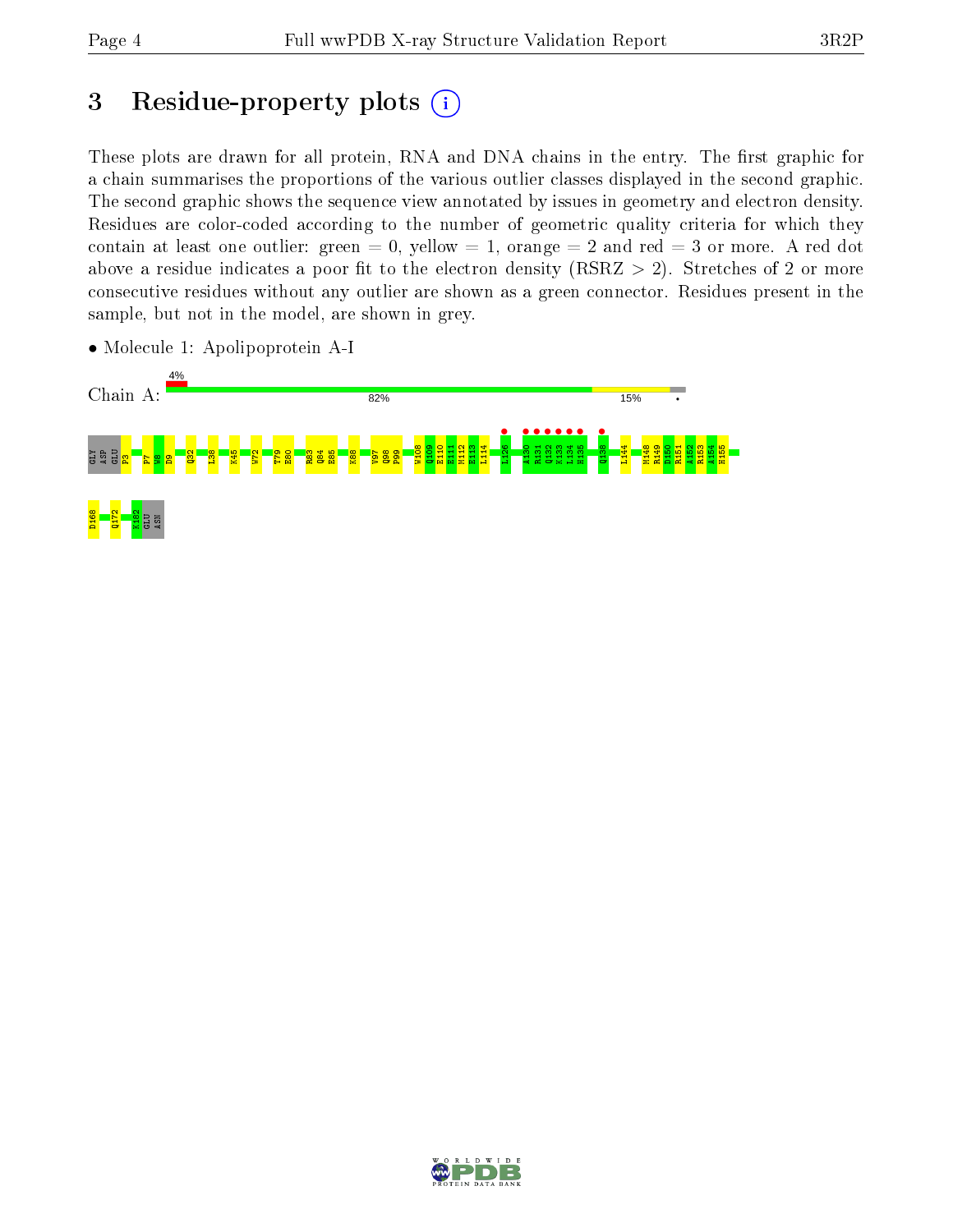# 3 Residue-property plots

These plots are drawn for all protein, RNA and DNA chains in the entry. The first graphic for a chain summarises the proportions of the various outlier classes displayed in the second graphic. The second graphic shows the sequence view annotated by issues in geometry and electron density. Residues are color-coded according to the number of geometric quality criteria for which they contain at least one outlier: green = 0, yellow = 1, orange = 2 and red = 3 or more. A red dot above a residue indicates a poor fit to the electron density (RSRZ > 2). Stretches of 2 or more consecutive residues without any outlier are shown as a green connector. Residues present in the sample, but not in the model, are shown in grey.

- Molecule 1: Apolipoprotein A-I

Chain A: 4% | 82% | 15% | •

GLY ASP GLU P3 P7 W8 D9 Q32 L38 K45 W72 T79 E80 R83 Q84 E85 K88 V97 Q98 P99 W108 Q109 E110 E111 M112 E113 L114 L126 A130 R131 Q132 K133 L134 H135 Q138 L144 M148 R149 D150 R151 A152 R153 A154 H155 D168 Q172 K182 GLU ASN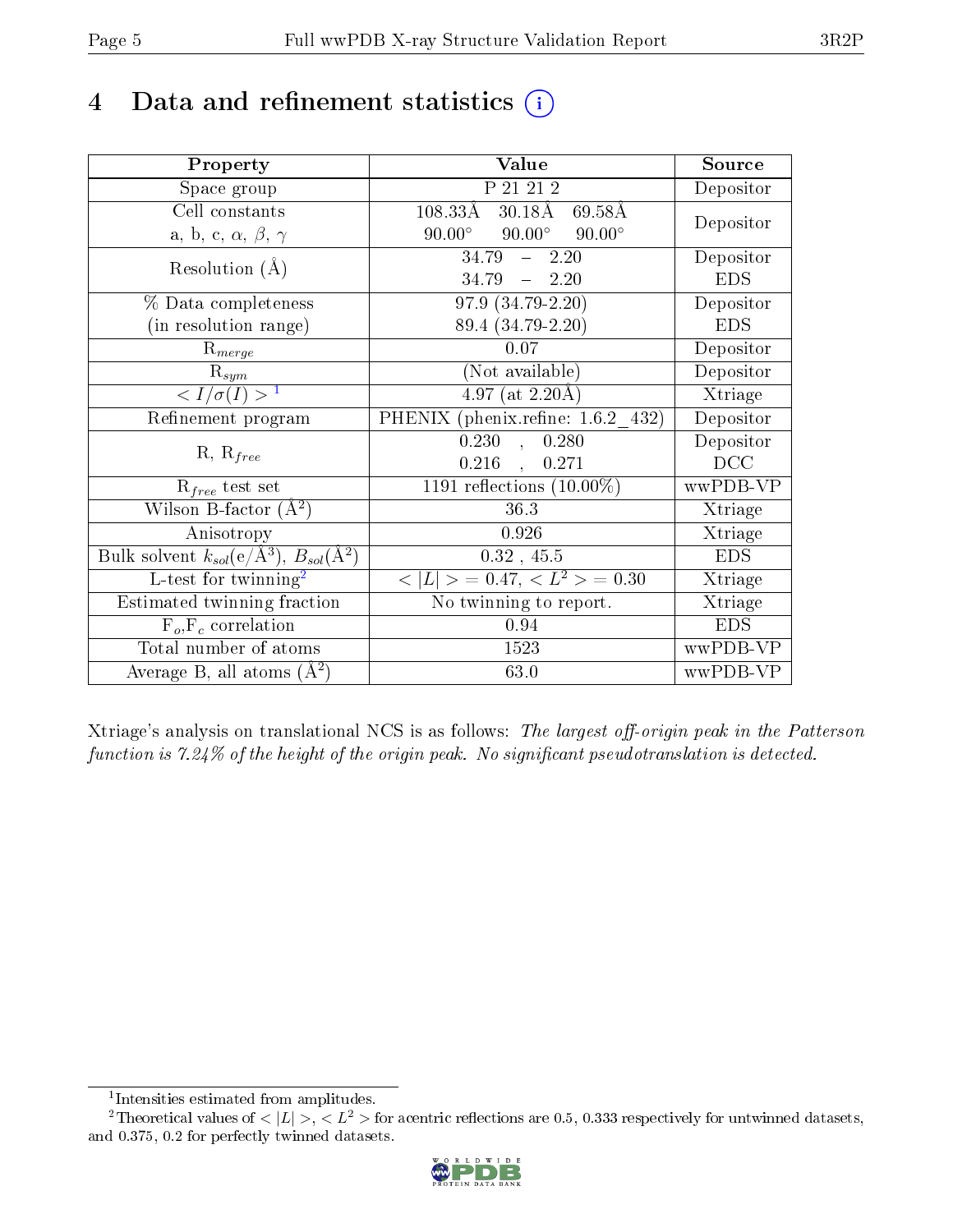# 4 Data and refinement statistics (i)

| Property | Value | Source |
|---|---|---|
| Space group | P 21 21 2 | Depositor |
| Cell constants<br>a, b, c, $\alpha$, $\beta$, $\gamma$ | 108.33Å 30.18Å 69.58Å<br>90.00° 90.00° 90.00° | Depositor |
| Resolution (Å) | 34.79 – 2.20<br>34.79 – 2.20 | Depositor<br>EDS |
| % Data completeness<br>(in resolution range) | 97.9 (34.79-2.20)<br>89.4 (34.79-2.20) | Depositor<br>EDS |
| $R_{merge}$ | 0.07 | Depositor |
| $R_{sym}$ | (Not available) | Depositor |
| $< I/\sigma(I) >$ [1] | 4.97 (at 2.20Å) | Xtriage |
| Refinement program | PHENIX (phenix.refine: 1.6.2_432) | Depositor |
| R, $R_{free}$ | 0.230 , 0.280<br>0.216 , 0.271 | Depositor<br>DCC |
| $R_{free}$ test set | 1191 reflections (10.00%) | wwPDB-VP |
| Wilson B-factor (Å$^2$) | 36.3 | Xtriage |
| Anisotropy | 0.926 | Xtriage |
| Bulk solvent $k_{sol}$(e/Å$^3$), $B_{sol}$(Å$^2$) | 0.32 , 45.5 | EDS |
| L-test for twinning[2] | $< \|L\| >$ = 0.47, $< L^2 >$ = 0.30 | Xtriage |
| Estimated twinning fraction | No twinning to report. | Xtriage |
| $F_o$,$F_c$ correlation | 0.94 | EDS |
| Total number of atoms | 1523 | wwPDB-VP |
| Average B, all atoms (Å$^2$) | 63.0 | wwPDB-VP |

Xtriage's analysis on translational NCS is as follows: *The largest off-origin peak in the Patterson function is 7.24% of the height of the origin peak. No significant pseudotranslation is detected.*

[1] Intensities estimated from amplitudes.

[2] Theoretical values of $< |L| >$, $< L^2 >$ for acentric reflections are 0.5, 0.333 respectively for untwinned datasets, and 0.375, 0.2 for perfectly twinned datasets.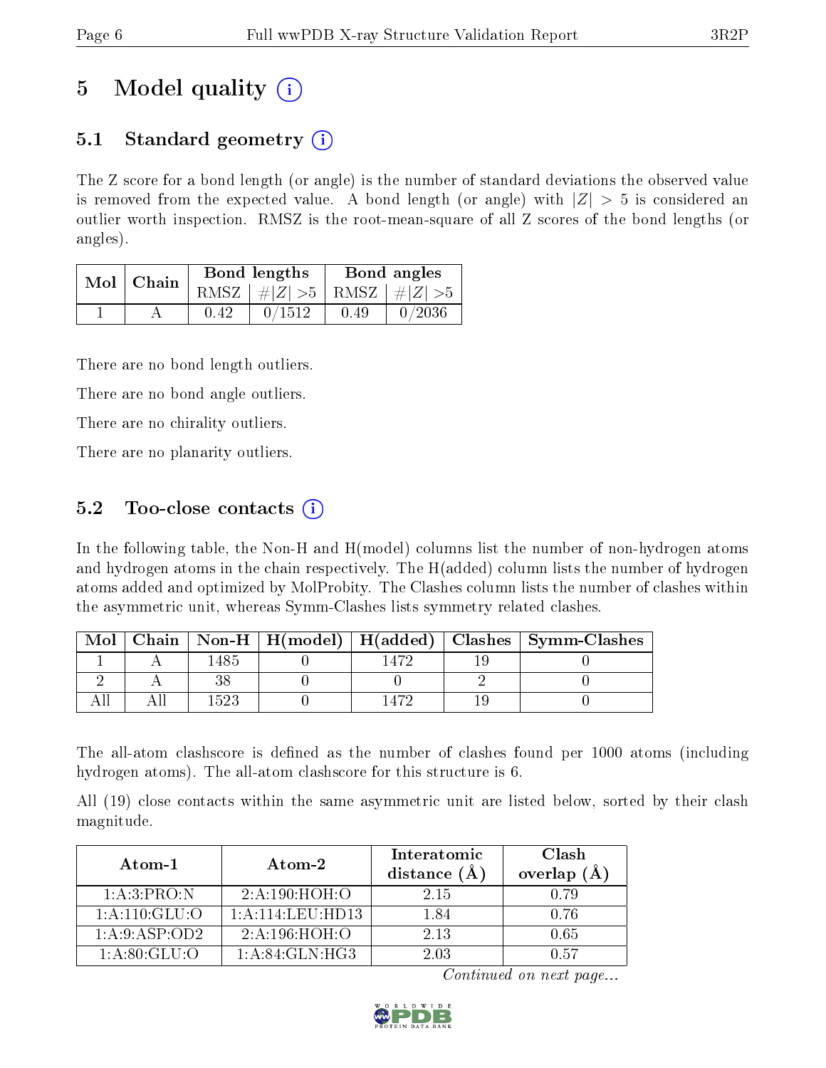# 5 Model quality

## 5.1 Standard geometry

The Z score for a bond length (or angle) is the number of standard deviations the observed value is removed from the expected value. A bond length (or angle) with $|Z| > 5$ is considered an outlier worth inspection. RMSZ is the root-mean-square of all Z scores of the bond lengths (or angles).

| Mol | Chain | Bond lengths | | Bond angles | |
|---|---|---|---|---|---|
| | | RMSZ | $\#|Z| > 5$ | RMSZ | $\#|Z| > 5$ |
| 1 | A | 0.42 | 0/1512 | 0.49 | 0/2036 |

There are no bond length outliers.

There are no bond angle outliers.

There are no chirality outliers.

There are no planarity outliers.

## 5.2 Too-close contacts

In the following table, the Non-H and H(model) columns list the number of non-hydrogen atoms and hydrogen atoms in the chain respectively. The H(added) column lists the number of hydrogen atoms added and optimized by MolProbity. The Clashes column lists the number of clashes within the asymmetric unit, whereas Symm-Clashes lists symmetry related clashes.

| Mol | Chain | Non-H | H(model) | H(added) | Clashes | Symm-Clashes |
|---|---|---|---|---|---|---|
| 1 | A | 1485 | 0 | 1472 | 19 | 0 |
| 2 | A | 38 | 0 | 0 | 2 | 0 |
| All | All | 1523 | 0 | 1472 | 19 | 0 |

The all-atom clashscore is defined as the number of clashes found per 1000 atoms (including hydrogen atoms). The all-atom clashscore for this structure is 6.

All (19) close contacts within the same asymmetric unit are listed below, sorted by their clash magnitude.

| Atom-1 | Atom-2 | Interatomic distance (Å) | Clash overlap (Å) |
|---|---|---|---|
| 1:A:3:PRO:N | 2:A:190:HOH:O | 2.15 | 0.79 |
| 1:A:110:GLU:O | 1:A:114:LEU:HD13 | 1.84 | 0.76 |
| 1:A:9:ASP:OD2 | 2:A:196:HOH:O | 2.13 | 0.65 |
| 1:A:80:GLU:O | 1:A:84:GLN:HG3 | 2.03 | 0.57 |

*Continued on next page...*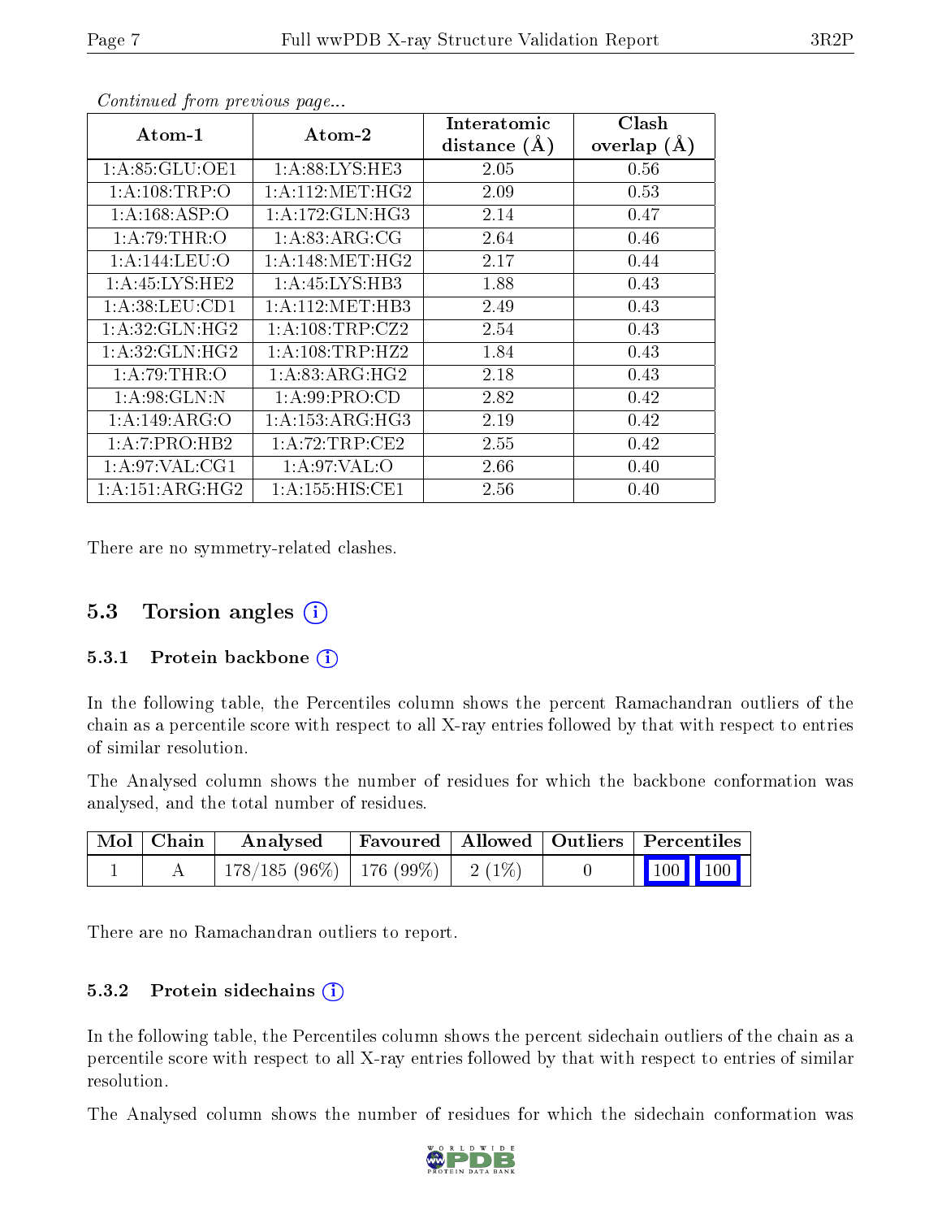*Continued from previous page...*

| Atom-1 | Atom-2 | Interatomic distance (Å) | Clash overlap (Å) |
|---|---|---|---|
| 1:A:85:GLU:OE1 | 1:A:88:LYS:HE3 | 2.05 | 0.56 |
| 1:A:108:TRP:O | 1:A:112:MET:HG2 | 2.09 | 0.53 |
| 1:A:168:ASP:O | 1:A:172:GLN:HG3 | 2.14 | 0.47 |
| 1:A:79:THR:O | 1:A:83:ARG:CG | 2.64 | 0.46 |
| 1:A:144:LEU:O | 1:A:148:MET:HG2 | 2.17 | 0.44 |
| 1:A:45:LYS:HE2 | 1:A:45:LYS:HB3 | 1.88 | 0.43 |
| 1:A:38:LEU:CD1 | 1:A:112:MET:HB3 | 2.49 | 0.43 |
| 1:A:32:GLN:HG2 | 1:A:108:TRP:CZ2 | 2.54 | 0.43 |
| 1:A:32:GLN:HG2 | 1:A:108:TRP:HZ2 | 1.84 | 0.43 |
| 1:A:79:THR:O | 1:A:83:ARG:HG2 | 2.18 | 0.43 |
| 1:A:98:GLN:N | 1:A:99:PRO:CD | 2.82 | 0.42 |
| 1:A:149:ARG:O | 1:A:153:ARG:HG3 | 2.19 | 0.42 |
| 1:A:7:PRO:HB2 | 1:A:72:TRP:CE2 | 2.55 | 0.42 |
| 1:A:97:VAL:CG1 | 1:A:97:VAL:O | 2.66 | 0.40 |
| 1:A:151:ARG:HG2 | 1:A:155:HIS:CE1 | 2.56 | 0.40 |

There are no symmetry-related clashes.

## 5.3 Torsion angles

### 5.3.1 Protein backbone

In the following table, the Percentiles column shows the percent Ramachandran outliers of the chain as a percentile score with respect to all X-ray entries followed by that with respect to entries of similar resolution.

The Analysed column shows the number of residues for which the backbone conformation was analysed, and the total number of residues.

| Mol | Chain | Analysed | Favoured | Allowed | Outliers | Percentiles | |
|---|---|---|---|---|---|---|---|
| 1 | A | 178/185 (96%) | 176 (99%) | 2 (1%) | 0 | 100 | 100 |

There are no Ramachandran outliers to report.

### 5.3.2 Protein sidechains

In the following table, the Percentiles column shows the percent sidechain outliers of the chain as a percentile score with respect to all X-ray entries followed by that with respect to entries of similar resolution.

The Analysed column shows the number of residues for which the sidechain conformation was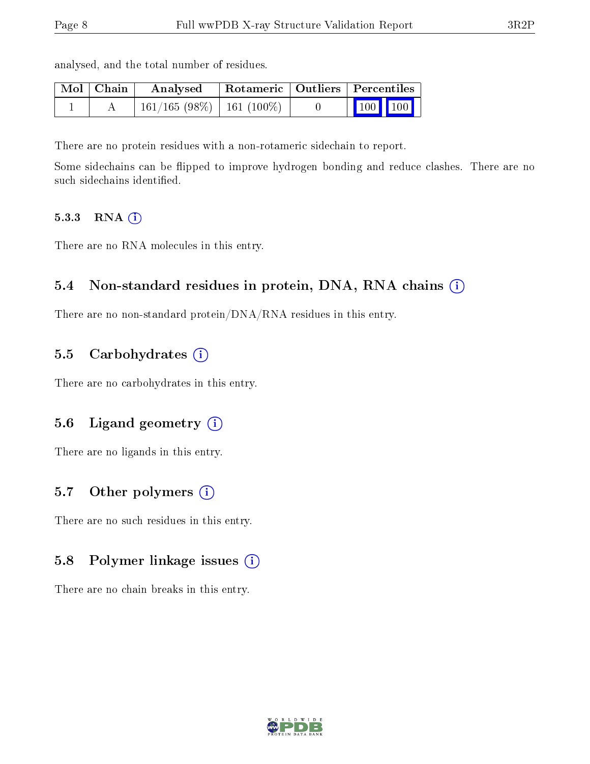analysed, and the total number of residues.

| Mol | Chain | Analysed | Rotameric | Outliers | Percentiles | |
|---|---|---|---|---|---|---|
| 1 | A | 161/165 (98%) | 161 (100%) | 0 | 100 | 100 |

There are no protein residues with a non-rotameric sidechain to report.

Some sidechains can be flipped to improve hydrogen bonding and reduce clashes. There are no such sidechains identified.

#### 5.3.3 RNA

There are no RNA molecules in this entry.

### 5.4 Non-standard residues in protein, DNA, RNA chains

There are no non-standard protein/DNA/RNA residues in this entry.

### 5.5 Carbohydrates

There are no carbohydrates in this entry.

### 5.6 Ligand geometry

There are no ligands in this entry.

### 5.7 Other polymers

There are no such residues in this entry.

### 5.8 Polymer linkage issues

There are no chain breaks in this entry.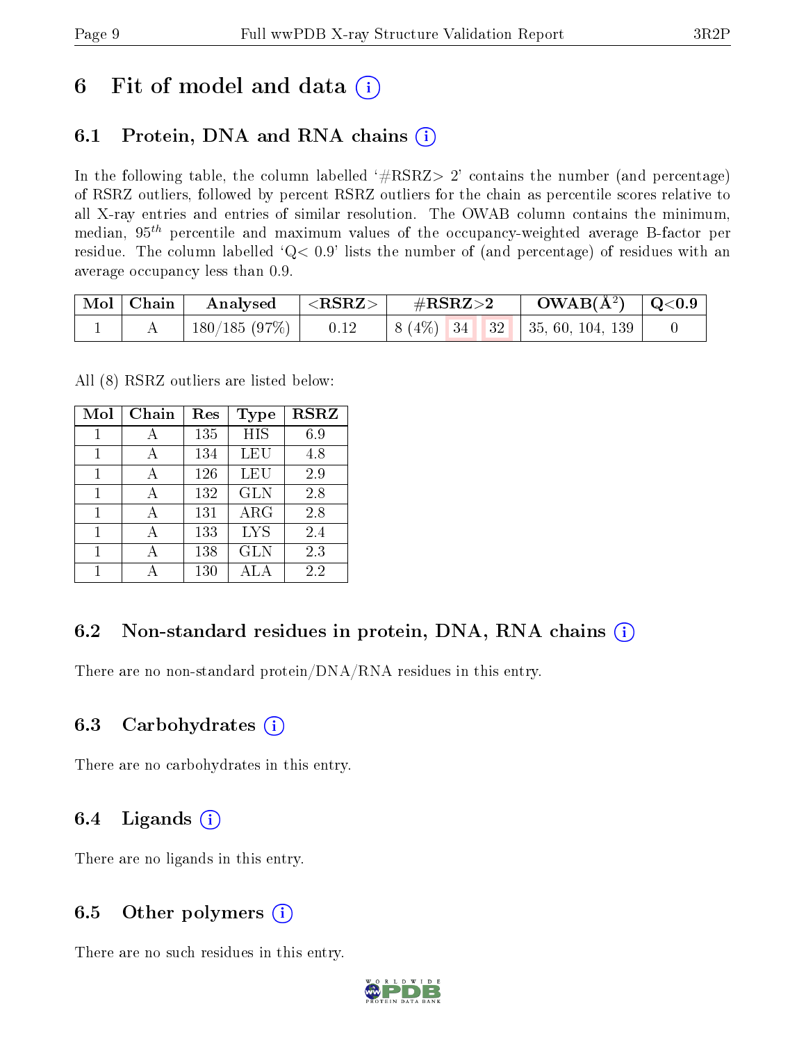# 6 Fit of model and data (i)

## 6.1 Protein, DNA and RNA chains (i)

In the following table, the column labelled '#RSRZ> 2' contains the number (and percentage) of RSRZ outliers, followed by percent RSRZ outliers for the chain as percentile scores relative to all X-ray entries and entries of similar resolution. The OWAB column contains the minimum, median, $95^{th}$ percentile and maximum values of the occupancy-weighted average B-factor per residue. The column labelled 'Q< 0.9' lists the number of (and percentage) of residues with an average occupancy less than 0.9.

| Mol | Chain | Analysed | <RSRZ> | #RSRZ>2 | | | OWAB(Å$^2$) | Q<0.9 |
|---|---|---|---|---|---|---|---|---|
| 1 | A | 180/185 (97%) | 0.12 | 8 (4%) | 34 | 32 | 35, 60, 104, 139 | 0 |

All (8) RSRZ outliers are listed below:

| Mol | Chain | Res | Type | RSRZ |
|---|---|---|---|---|
| 1 | A | 135 | HIS | 6.9 |
| 1 | A | 134 | LEU | 4.8 |
| 1 | A | 126 | LEU | 2.9 |
| 1 | A | 132 | GLN | 2.8 |
| 1 | A | 131 | ARG | 2.8 |
| 1 | A | 133 | LYS | 2.4 |
| 1 | A | 138 | GLN | 2.3 |
| 1 | A | 130 | ALA | 2.2 |

## 6.2 Non-standard residues in protein, DNA, RNA chains (i)

There are no non-standard protein/DNA/RNA residues in this entry.

## 6.3 Carbohydrates (i)

There are no carbohydrates in this entry.

## 6.4 Ligands (i)

There are no ligands in this entry.

## 6.5 Other polymers (i)

There are no such residues in this entry.